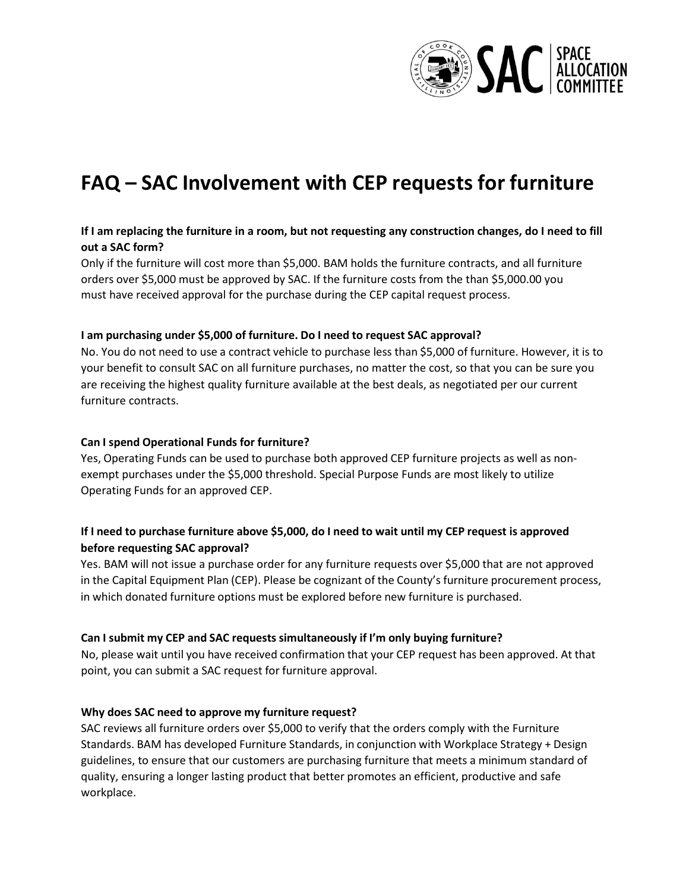# FAQ – SAC Involvement with CEP requests for furniture

**If I am replacing the furniture in a room, but not requesting any construction changes, do I need to fill out a SAC form?**

Only if the furniture will cost more than $5,000. BAM holds the furniture contracts, and all furniture orders over $5,000 must be approved by SAC. If the furniture costs from the than $5,000.00 you must have received approval for the purchase during the CEP capital request process.

**I am purchasing under $5,000 of furniture. Do I need to request SAC approval?**

No. You do not need to use a contract vehicle to purchase less than $5,000 of furniture. However, it is to your benefit to consult SAC on all furniture purchases, no matter the cost, so that you can be sure you are receiving the highest quality furniture available at the best deals, as negotiated per our current furniture contracts.

**Can I spend Operational Funds for furniture?**

Yes, Operating Funds can be used to purchase both approved CEP furniture projects as well as non-exempt purchases under the $5,000 threshold. Special Purpose Funds are most likely to utilize Operating Funds for an approved CEP.

**If I need to purchase furniture above $5,000, do I need to wait until my CEP request is approved before requesting SAC approval?**

Yes. BAM will not issue a purchase order for any furniture requests over $5,000 that are not approved in the Capital Equipment Plan (CEP). Please be cognizant of the County's furniture procurement process, in which donated furniture options must be explored before new furniture is purchased.

**Can I submit my CEP and SAC requests simultaneously if I'm only buying furniture?**

No, please wait until you have received confirmation that your CEP request has been approved. At that point, you can submit a SAC request for furniture approval.

**Why does SAC need to approve my furniture request?**

SAC reviews all furniture orders over $5,000 to verify that the orders comply with the Furniture Standards. BAM has developed Furniture Standards, in conjunction with Workplace Strategy + Design guidelines, to ensure that our customers are purchasing furniture that meets a minimum standard of quality, ensuring a longer lasting product that better promotes an efficient, productive and safe workplace.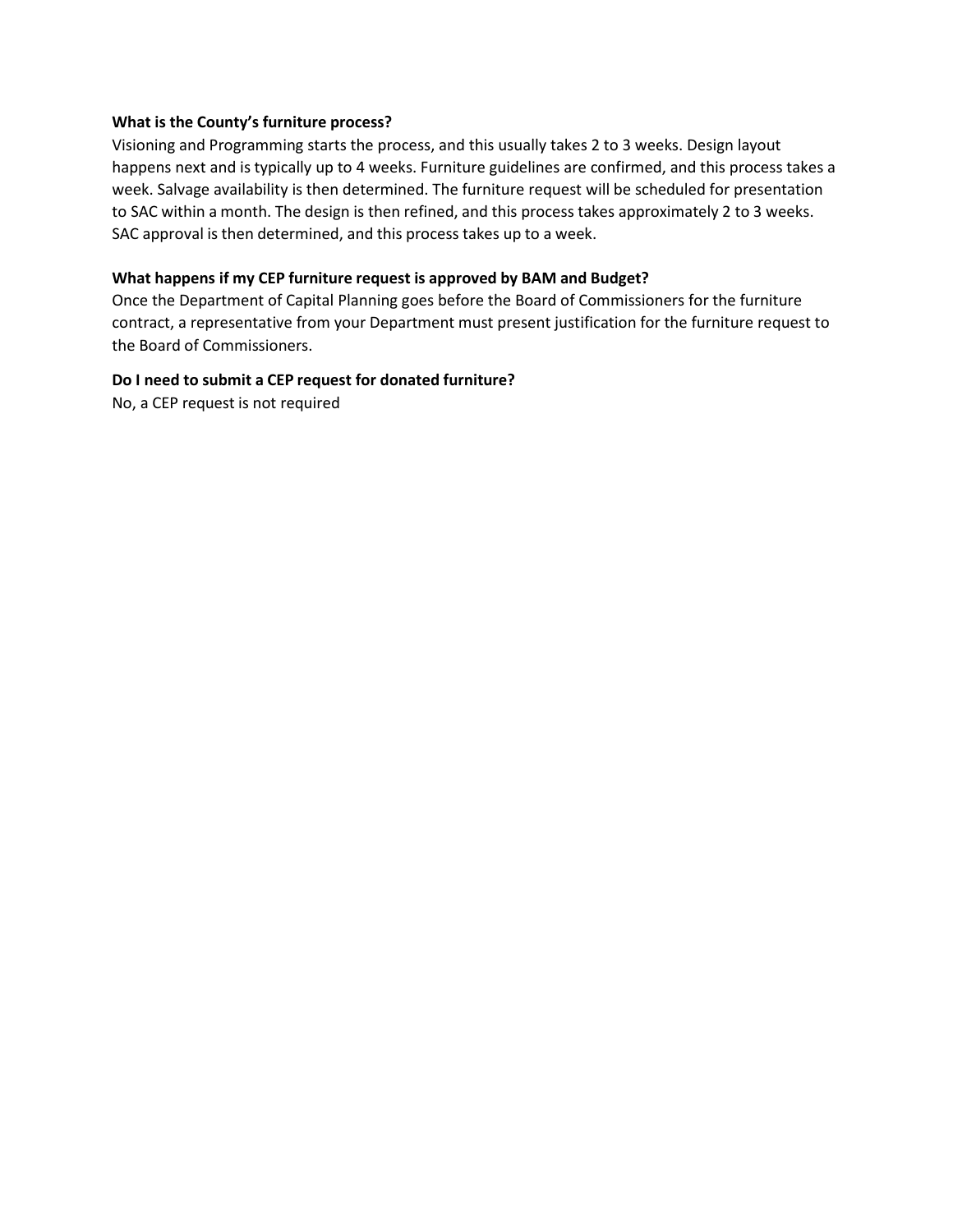**What is the County's furniture process?**

Visioning and Programming starts the process, and this usually takes 2 to 3 weeks. Design layout happens next and is typically up to 4 weeks. Furniture guidelines are confirmed, and this process takes a week. Salvage availability is then determined. The furniture request will be scheduled for presentation to SAC within a month. The design is then refined, and this process takes approximately 2 to 3 weeks. SAC approval is then determined, and this process takes up to a week.

**What happens if my CEP furniture request is approved by BAM and Budget?**

Once the Department of Capital Planning goes before the Board of Commissioners for the furniture contract, a representative from your Department must present justification for the furniture request to the Board of Commissioners.

**Do I need to submit a CEP request for donated furniture?**

No, a CEP request is not required